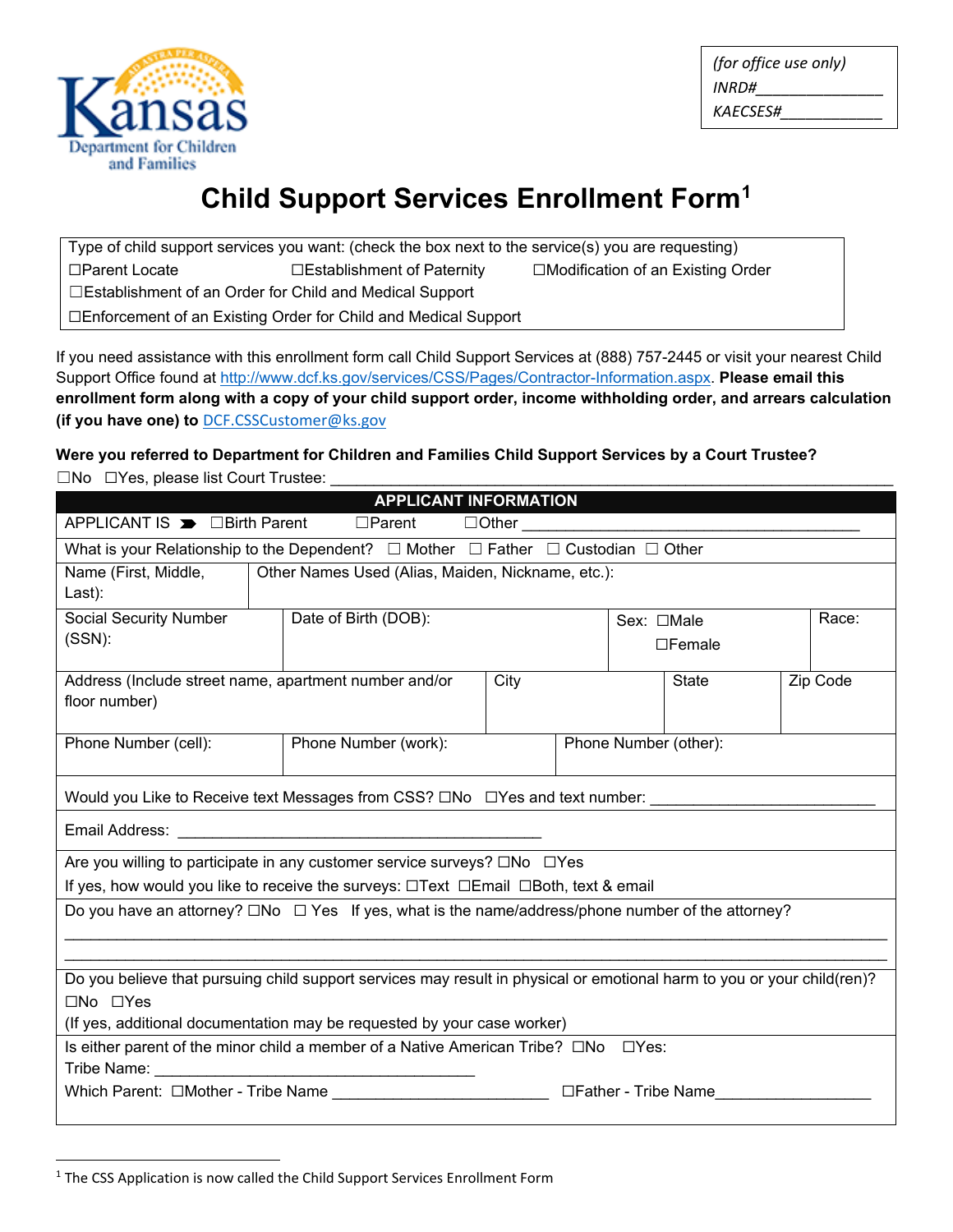Kansas Department for Children and Families

| |
|---|
| *(for office use only)* |
| *INRD#\_\_\_\_\_\_\_\_\_\_\_\_\_\_\_* |
| *KAECSES#\_\_\_\_\_\_\_\_\_\_\_\_* |

# Child Support Services Enrollment Form[1]

| |
|---|
| Type of child support services you want: (check the box next to the service(s) you are requesting) |
| ☐Parent Locate ☐Establishment of Paternity ☐Modification of an Existing Order |
| ☐Establishment of an Order for Child and Medical Support |
| ☐Enforcement of an Existing Order for Child and Medical Support |

If you need assistance with this enrollment form call Child Support Services at (888) 757-2445 or visit your nearest Child Support Office found at http://www.dcf.ks.gov/services/CSS/Pages/Contractor-Information.aspx. **Please email this enrollment form along with a copy of your child support order, income withholding order, and arrears calculation (if you have one) to** DCF.CSSCustomer@ks.gov

**Were you referred to Department for Children and Families Child Support Services by a Court Trustee?**

☐No ☐Yes, please list Court Trustee: \_\_\_\_\_\_\_\_\_\_\_\_\_\_\_\_\_\_\_\_\_\_\_\_\_\_\_\_\_\_\_\_\_\_\_\_\_\_\_\_\_\_\_\_\_\_\_\_\_\_\_\_\_\_\_\_\_\_

| **APPLICANT INFORMATION** | | | | |
|---|---|---|---|---|
| APPLICANT IS ➤ ☐Birth Parent ☐Parent ☐Other \_\_\_\_\_\_\_\_\_\_\_\_\_\_\_\_\_\_\_\_\_\_\_\_\_\_\_\_\_\_\_\_\_\_\_\_\_\_\_\_ | | | | |
| What is your Relationship to the Dependent? ☐ Mother ☐ Father ☐ Custodian ☐ Other | | | | |
| Name (First, Middle, Last): | Other Names Used (Alias, Maiden, Nickname, etc.): | | | |
| Social Security Number (SSN): | Date of Birth (DOB): | | Sex: ☐Male ☐Female | Race: |
| Address (Include street name, apartment number and/or floor number) | City | | State | Zip Code |
| Phone Number (cell): | Phone Number (work): | | Phone Number (other): | |
| Would you Like to Receive text Messages from CSS? ☐No ☐Yes and text number: \_\_\_\_\_\_\_\_\_\_\_\_\_\_\_\_\_\_\_\_\_\_\_\_\_\_ | | | | |
| Email Address: \_\_\_\_\_\_\_\_\_\_\_\_\_\_\_\_\_\_\_\_\_\_\_\_\_\_\_\_\_\_\_\_\_\_\_\_\_\_\_\_\_\_ | | | | |
| Are you willing to participate in any customer service surveys? ☐No ☐Yes<br>If yes, how would you like to receive the surveys: ☐Text ☐Email ☐Both, text & email | | | | |
| Do you have an attorney? ☐No ☐ Yes If yes, what is the name/address/phone number of the attorney?<br>\_\_\_\_\_\_\_\_\_\_\_\_\_\_\_\_\_\_\_\_\_\_\_\_\_\_\_\_\_\_\_\_\_\_\_\_\_\_\_\_\_\_\_\_\_\_\_\_\_\_\_\_\_\_\_\_\_\_\_\_\_\_\_\_\_\_\_\_\_\_\_\_\_\_\_\_\_\_\_\_\_\_\_\_\_\_\_\_<br>\_\_\_\_\_\_\_\_\_\_\_\_\_\_\_\_\_\_\_\_\_\_\_\_\_\_\_\_\_\_\_\_\_\_\_\_\_\_\_\_\_\_\_\_\_\_\_\_\_\_\_\_\_\_\_\_\_\_\_\_\_\_\_\_\_\_\_\_\_\_\_\_\_\_\_\_\_\_\_\_\_\_\_\_\_\_\_\_ | | | | |
| Do you believe that pursuing child support services may result in physical or emotional harm to you or your child(ren)?<br>☐No ☐Yes<br>(If yes, additional documentation may be requested by your case worker) | | | | |
| Is either parent of the minor child a member of a Native American Tribe? ☐No ☐Yes:<br>Tribe Name: \_\_\_\_\_\_\_\_\_\_\_\_\_\_\_\_\_\_\_\_\_\_\_\_\_\_\_\_\_\_\_\_\_\_\_\_\_\_\_\_<br>Which Parent: ☐Mother - Tribe Name \_\_\_\_\_\_\_\_\_\_\_\_\_\_\_\_\_\_\_\_\_\_\_\_\_\_ ☐Father - Tribe Name\_\_\_\_\_\_\_\_\_\_\_\_\_\_\_\_\_\_\_ | | | | |

[1] The CSS Application is now called the Child Support Services Enrollment Form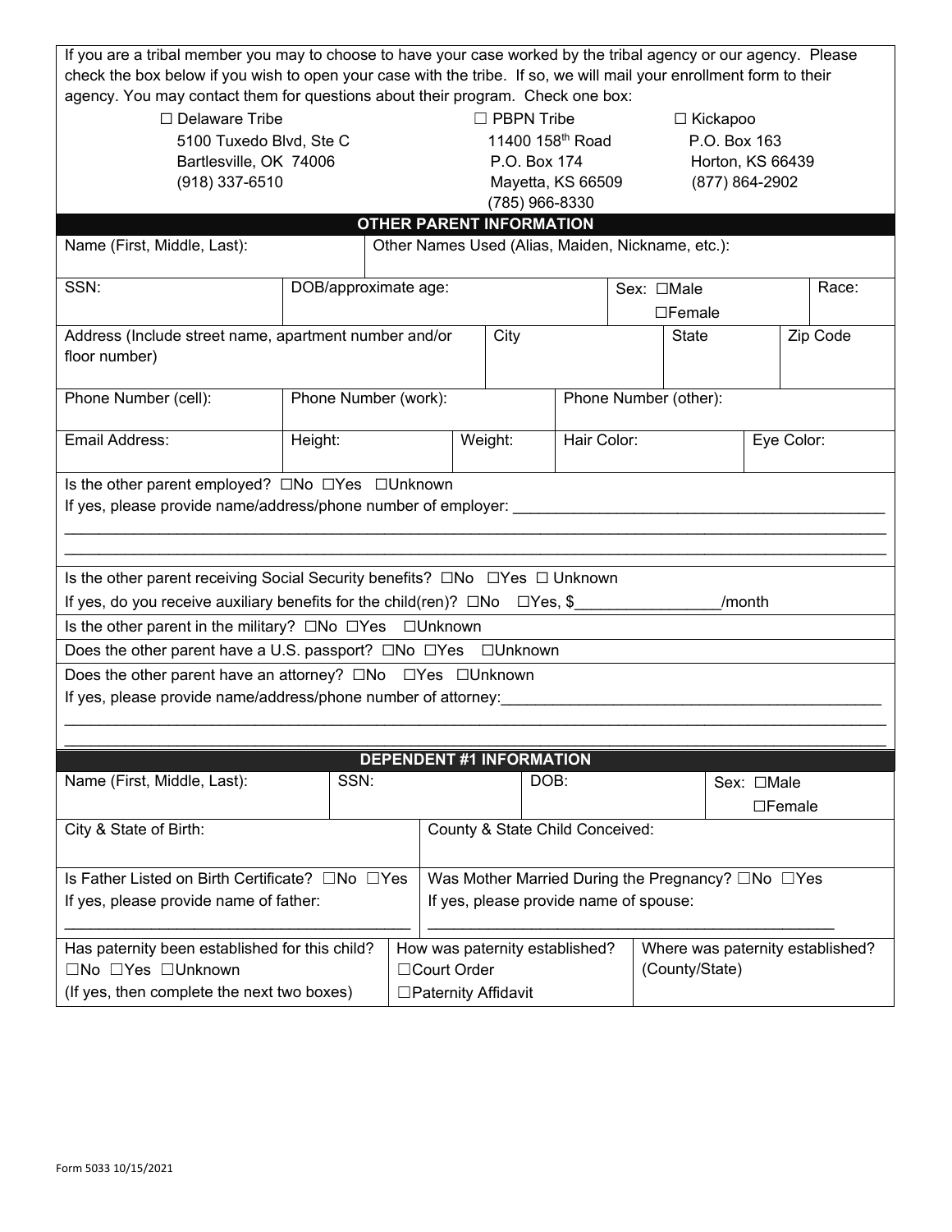If you are a tribal member you may to choose to have your case worked by the tribal agency or our agency. Please check the box below if you wish to open your case with the tribe. If so, we will mail your enrollment form to their agency. You may contact them for questions about their program. Check one box:

| | | |
|---|---|---|
| ☐ Delaware Tribe<br>5100 Tuxedo Blvd, Ste C<br>Bartlesville, OK 74006<br>(918) 337-6510 | ☐ PBPN Tribe<br>11400 158th Road<br>P.O. Box 174<br>Mayetta, KS 66509<br>(785) 966-8330 | ☐ Kickapoo<br>P.O. Box 163<br>Horton, KS 66439<br>(877) 864-2902 |

## OTHER PARENT INFORMATION

| | | | | | |
|---|---|---|---|---|---|
| Name (First, Middle, Last): | Other Names Used (Alias, Maiden, Nickname, etc.): | | | | |
| SSN: | DOB/approximate age: | | Sex: ☐Male ☐Female | | Race: |
| Address (Include street name, apartment number and/or floor number) | | City | | State | Zip Code |
| Phone Number (cell): | Phone Number (work): | | Phone Number (other): | | |
| Email Address: | Height: | Weight: | Hair Color: | | Eye Color: |

Is the other parent employed? ☐No ☐Yes ☐Unknown

If yes, please provide name/address/phone number of employer: ____________________________________________

____________________________________________________________________________________________

____________________________________________________________________________________________

Is the other parent receiving Social Security benefits? ☐No ☐Yes ☐ Unknown

If yes, do you receive auxiliary benefits for the child(ren)? ☐No ☐Yes, $________________/month

Is the other parent in the military? ☐No ☐Yes ☐Unknown

Does the other parent have a U.S. passport? ☐No ☐Yes ☐Unknown

Does the other parent have an attorney? ☐No ☐Yes ☐Unknown

If yes, please provide name/address/phone number of attorney:____________________________________________

____________________________________________________________________________________________

____________________________________________________________________________________________

## DEPENDENT #1 INFORMATION

| | | | |
|---|---|---|---|
| Name (First, Middle, Last): | SSN: | DOB: | Sex: ☐Male ☐Female |
| City & State of Birth: | County & State Child Conceived: | | |
| Is Father Listed on Birth Certificate? ☐No ☐Yes<br>If yes, please provide name of father:<br>_______________________ | Was Mother Married During the Pregnancy? ☐No ☐Yes<br>If yes, please provide name of spouse:<br>_______________________ | | |
| Has paternity been established for this child?<br>☐No ☐Yes ☐Unknown<br>(If yes, then complete the next two boxes) | How was paternity established?<br>☐Court Order<br>☐Paternity Affidavit | Where was paternity established? (County/State) | |

Form 5033 10/15/2021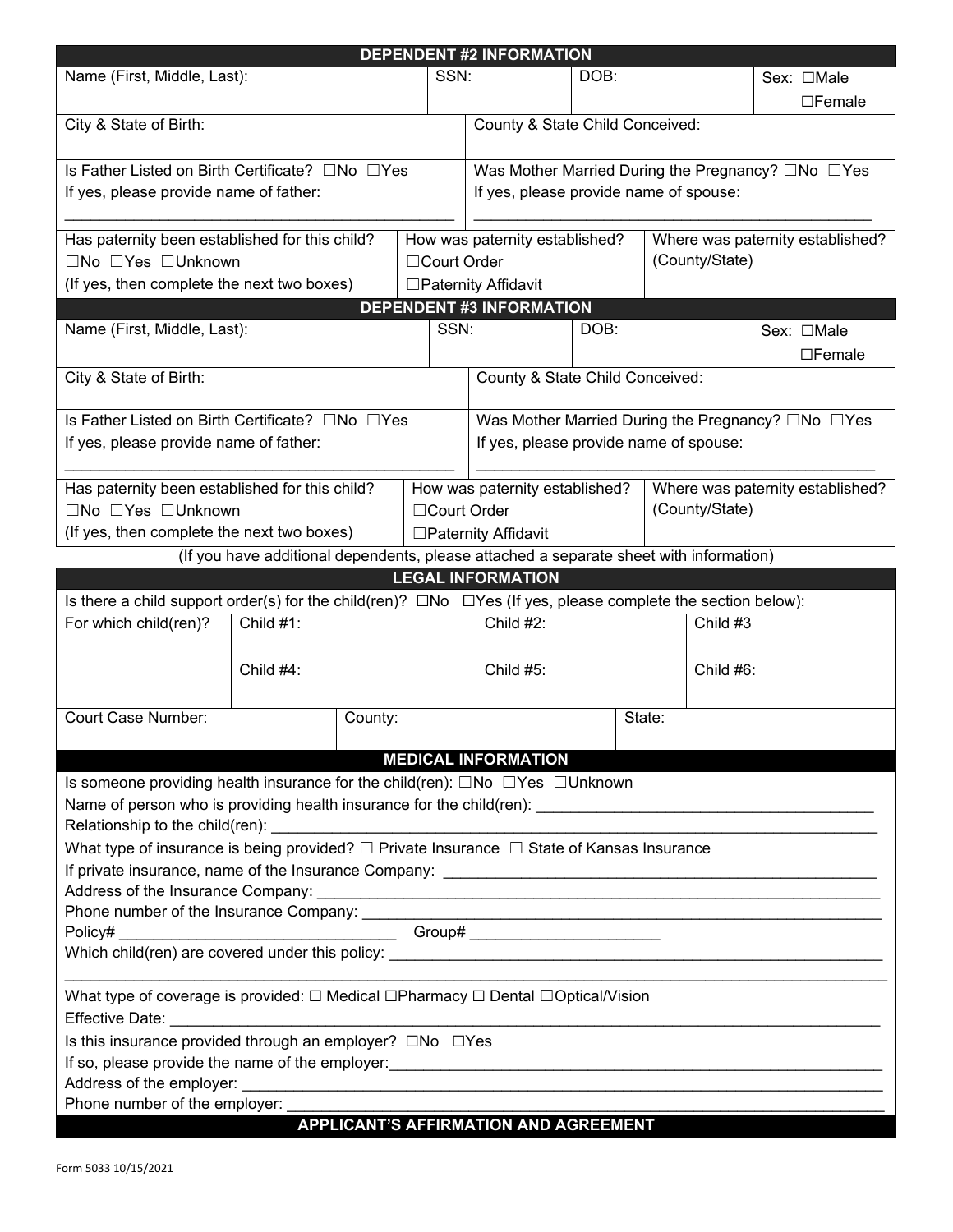## DEPENDENT #2 INFORMATION

| | | | |
|---|---|---|---|
| Name (First, Middle, Last): | SSN: | DOB: | Sex: ☐Male ☐Female |

| | |
|---|---|
| City & State of Birth: | County & State Child Conceived: |
| Is Father Listed on Birth Certificate? ☐No ☐Yes<br>If yes, please provide name of father:<br>_______________ | Was Mother Married During the Pregnancy? ☐No ☐Yes<br>If yes, please provide name of spouse:<br>_______________ |

| | | |
|---|---|---|
| Has paternity been established for this child?<br>☐No ☐Yes ☐Unknown<br>(If yes, then complete the next two boxes) | How was paternity established?<br>☐Court Order<br>☐Paternity Affidavit | Where was paternity established? (County/State) |

## DEPENDENT #3 INFORMATION

| | | | |
|---|---|---|---|
| Name (First, Middle, Last): | SSN: | DOB: | Sex: ☐Male ☐Female |

| | |
|---|---|
| City & State of Birth: | County & State Child Conceived: |
| Is Father Listed on Birth Certificate? ☐No ☐Yes<br>If yes, please provide name of father:<br>_______________ | Was Mother Married During the Pregnancy? ☐No ☐Yes<br>If yes, please provide name of spouse:<br>_______________ |

| | | |
|---|---|---|
| Has paternity been established for this child?<br>☐No ☐Yes ☐Unknown<br>(If yes, then complete the next two boxes) | How was paternity established?<br>☐Court Order<br>☐Paternity Affidavit | Where was paternity established? (County/State) |

(If you have additional dependents, please attached a separate sheet with information)

## LEGAL INFORMATION

Is there a child support order(s) for the child(ren)? ☐No ☐Yes (If yes, please complete the section below):

| | | | |
|---|---|---|---|
| For which child(ren)? | Child #1: | Child #2: | Child #3 |
| | Child #4: | Child #5: | Child #6: |

| | | |
|---|---|---|
| Court Case Number: | County: | State: |

## MEDICAL INFORMATION

Is someone providing health insurance for the child(ren): ☐No ☐Yes ☐Unknown

Name of person who is providing health insurance for the child(ren): _______________

Relationship to the child(ren): _______________

What type of insurance is being provided? ☐ Private Insurance ☐ State of Kansas Insurance

If private insurance, name of the Insurance Company: _______________

Address of the Insurance Company: _______________

Phone number of the Insurance Company: _______________

Policy# _______________ Group# _______________

Which child(ren) are covered under this policy: _______________

_______________

What type of coverage is provided: ☐ Medical ☐Pharmacy ☐ Dental ☐Optical/Vision

Effective Date: _______________

Is this insurance provided through an employer? ☐No ☐Yes

If so, please provide the name of the employer: _______________

Address of the employer: _______________

Phone number of the employer: _______________

## APPLICANT'S AFFIRMATION AND AGREEMENT

Form 5033 10/15/2021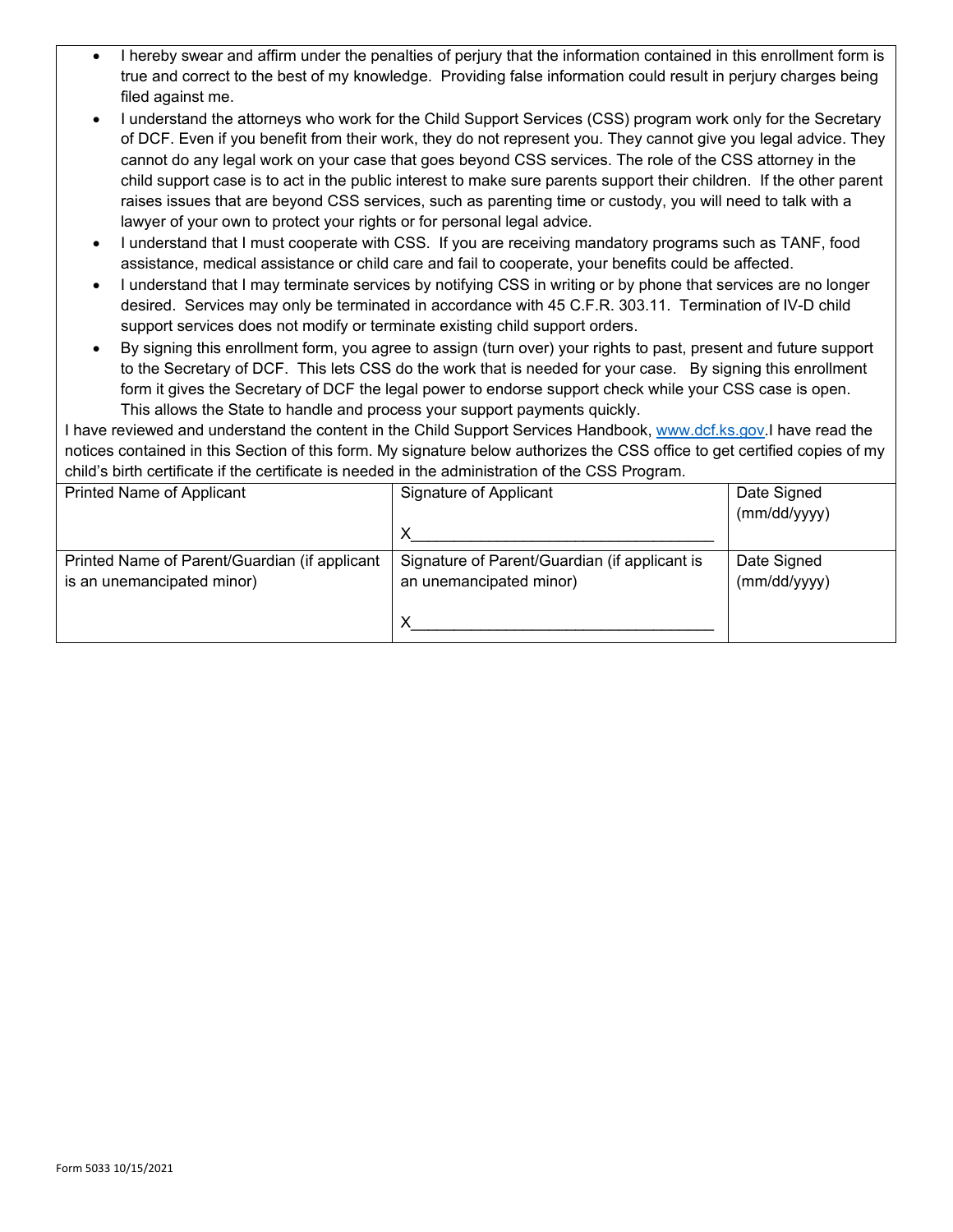- I hereby swear and affirm under the penalties of perjury that the information contained in this enrollment form is true and correct to the best of my knowledge. Providing false information could result in perjury charges being filed against me.
- I understand the attorneys who work for the Child Support Services (CSS) program work only for the Secretary of DCF. Even if you benefit from their work, they do not represent you. They cannot give you legal advice. They cannot do any legal work on your case that goes beyond CSS services. The role of the CSS attorney in the child support case is to act in the public interest to make sure parents support their children. If the other parent raises issues that are beyond CSS services, such as parenting time or custody, you will need to talk with a lawyer of your own to protect your rights or for personal legal advice.
- I understand that I must cooperate with CSS. If you are receiving mandatory programs such as TANF, food assistance, medical assistance or child care and fail to cooperate, your benefits could be affected.
- I understand that I may terminate services by notifying CSS in writing or by phone that services are no longer desired. Services may only be terminated in accordance with 45 C.F.R. 303.11. Termination of IV-D child support services does not modify or terminate existing child support orders.
- By signing this enrollment form, you agree to assign (turn over) your rights to past, present and future support to the Secretary of DCF. This lets CSS do the work that is needed for your case. By signing this enrollment form it gives the Secretary of DCF the legal power to endorse support check while your CSS case is open. This allows the State to handle and process your support payments quickly.

I have reviewed and understand the content in the Child Support Services Handbook, www.dcf.ks.gov.I have read the notices contained in this Section of this form. My signature below authorizes the CSS office to get certified copies of my child's birth certificate if the certificate is needed in the administration of the CSS Program.

| | | |
|---|---|---|
| Printed Name of Applicant | Signature of Applicant<br><br>X___________________________________ | Date Signed (mm/dd/yyyy) |
| Printed Name of Parent/Guardian (if applicant is an unemancipated minor) | Signature of Parent/Guardian (if applicant is an unemancipated minor)<br><br>X___________________________________ | Date Signed (mm/dd/yyyy) |

Form 5033 10/15/2021